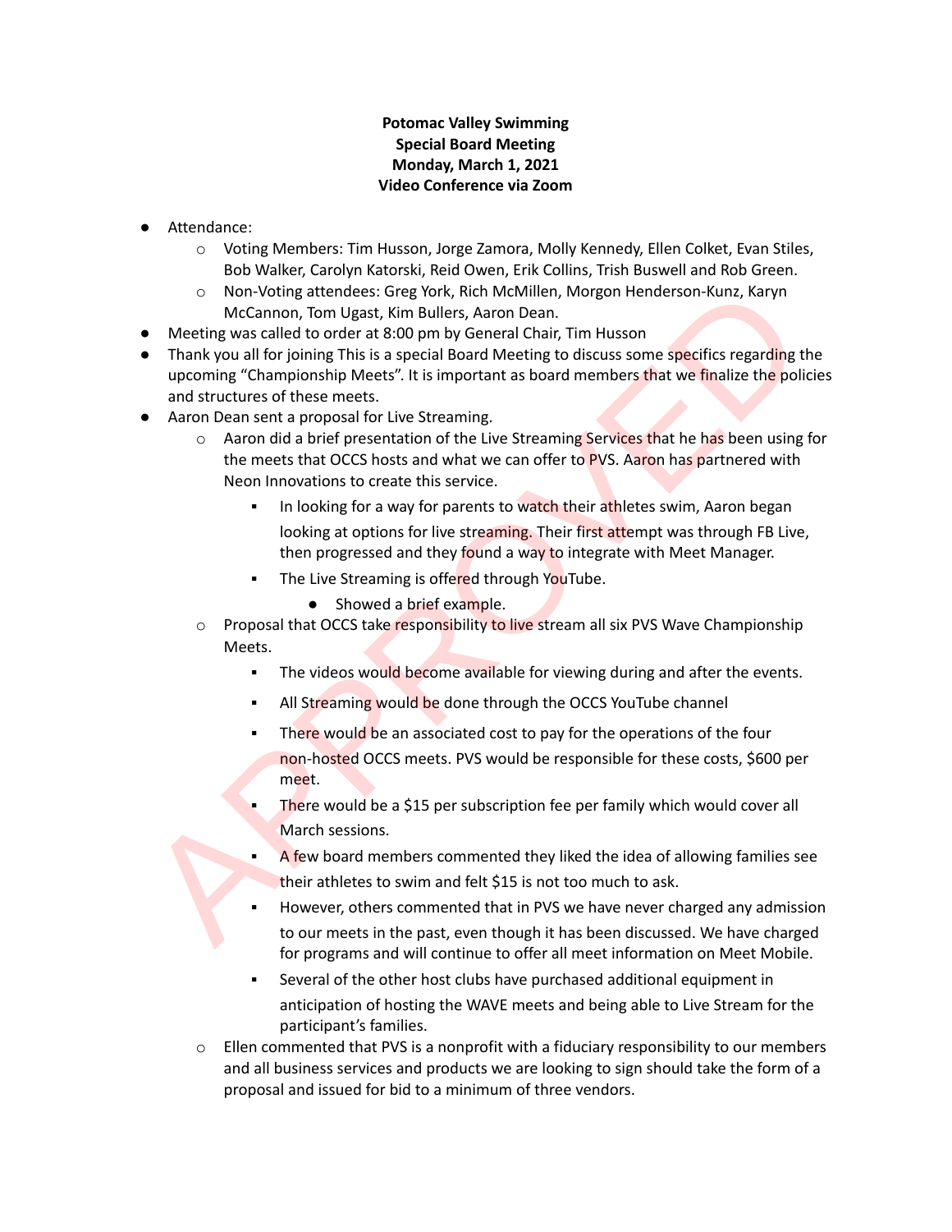**Potomac Valley Swimming**
**Special Board Meeting**
**Monday, March 1, 2021**
**Video Conference via Zoom**

- Attendance:
  - Voting Members: Tim Husson, Jorge Zamora, Molly Kennedy, Ellen Colket, Evan Stiles, Bob Walker, Carolyn Katorski, Reid Owen, Erik Collins, Trish Buswell and Rob Green.
  - Non-Voting attendees: Greg York, Rich McMillen, Morgon Henderson-Kunz, Karyn McCannon, Tom Ugast, Kim Bullers, Aaron Dean.
- Meeting was called to order at 8:00 pm by General Chair, Tim Husson
- Thank you all for joining This is a special Board Meeting to discuss some specifics regarding the upcoming "Championship Meets". It is important as board members that we finalize the policies and structures of these meets.
- Aaron Dean sent a proposal for Live Streaming.
  - Aaron did a brief presentation of the Live Streaming Services that he has been using for the meets that OCCS hosts and what we can offer to PVS. Aaron has partnered with Neon Innovations to create this service.
    - In looking for a way for parents to watch their athletes swim, Aaron began looking at options for live streaming. Their first attempt was through FB Live, then progressed and they found a way to integrate with Meet Manager.
    - The Live Streaming is offered through YouTube.
      - Showed a brief example.
  - Proposal that OCCS take responsibility to live stream all six PVS Wave Championship Meets.
    - The videos would become available for viewing during and after the events.
    - All Streaming would be done through the OCCS YouTube channel
    - There would be an associated cost to pay for the operations of the four non-hosted OCCS meets. PVS would be responsible for these costs, $600 per meet.
    - There would be a $15 per subscription fee per family which would cover all March sessions.
    - A few board members commented they liked the idea of allowing families see their athletes to swim and felt $15 is not too much to ask.
    - However, others commented that in PVS we have never charged any admission to our meets in the past, even though it has been discussed. We have charged for programs and will continue to offer all meet information on Meet Mobile.
    - Several of the other host clubs have purchased additional equipment in anticipation of hosting the WAVE meets and being able to Live Stream for the participant's families.
  - Ellen commented that PVS is a nonprofit with a fiduciary responsibility to our members and all business services and products we are looking to sign should take the form of a proposal and issued for bid to a minimum of three vendors.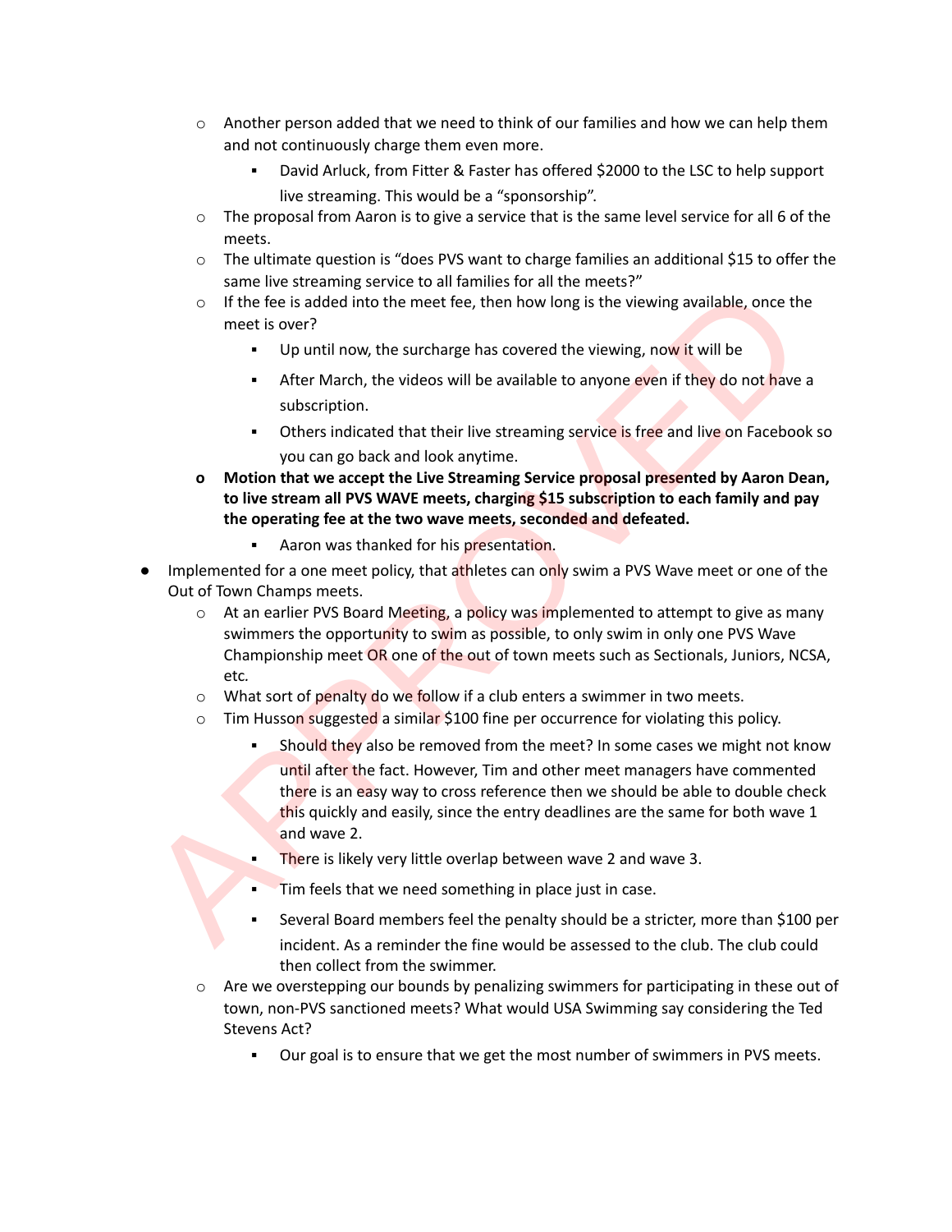- Another person added that we need to think of our families and how we can help them and not continuously charge them even more.
    - David Arluck, from Fitter & Faster has offered $2000 to the LSC to help support live streaming. This would be a "sponsorship".
  - The proposal from Aaron is to give a service that is the same level service for all 6 of the meets.
  - The ultimate question is "does PVS want to charge families an additional $15 to offer the same live streaming service to all families for all the meets?"
  - If the fee is added into the meet fee, then how long is the viewing available, once the meet is over?
    - Up until now, the surcharge has covered the viewing, now it will be
    - After March, the videos will be available to anyone even if they do not have a subscription.
    - Others indicated that their live streaming service is free and live on Facebook so you can go back and look anytime.
  - **Motion that we accept the Live Streaming Service proposal presented by Aaron Dean, to live stream all PVS WAVE meets, charging $15 subscription to each family and pay the operating fee at the two wave meets, seconded and defeated.**
    - Aaron was thanked for his presentation.
- Implemented for a one meet policy, that athletes can only swim a PVS Wave meet or one of the Out of Town Champs meets.
  - At an earlier PVS Board Meeting, a policy was implemented to attempt to give as many swimmers the opportunity to swim as possible, to only swim in only one PVS Wave Championship meet OR one of the out of town meets such as Sectionals, Juniors, NCSA, etc.
  - What sort of penalty do we follow if a club enters a swimmer in two meets.
  - Tim Husson suggested a similar $100 fine per occurrence for violating this policy.
    - Should they also be removed from the meet? In some cases we might not know until after the fact. However, Tim and other meet managers have commented there is an easy way to cross reference then we should be able to double check this quickly and easily, since the entry deadlines are the same for both wave 1 and wave 2.
    - There is likely very little overlap between wave 2 and wave 3.
    - Tim feels that we need something in place just in case.
    - Several Board members feel the penalty should be a stricter, more than $100 per incident. As a reminder the fine would be assessed to the club. The club could then collect from the swimmer.
  - Are we overstepping our bounds by penalizing swimmers for participating in these out of town, non-PVS sanctioned meets? What would USA Swimming say considering the Ted Stevens Act?
    - Our goal is to ensure that we get the most number of swimmers in PVS meets.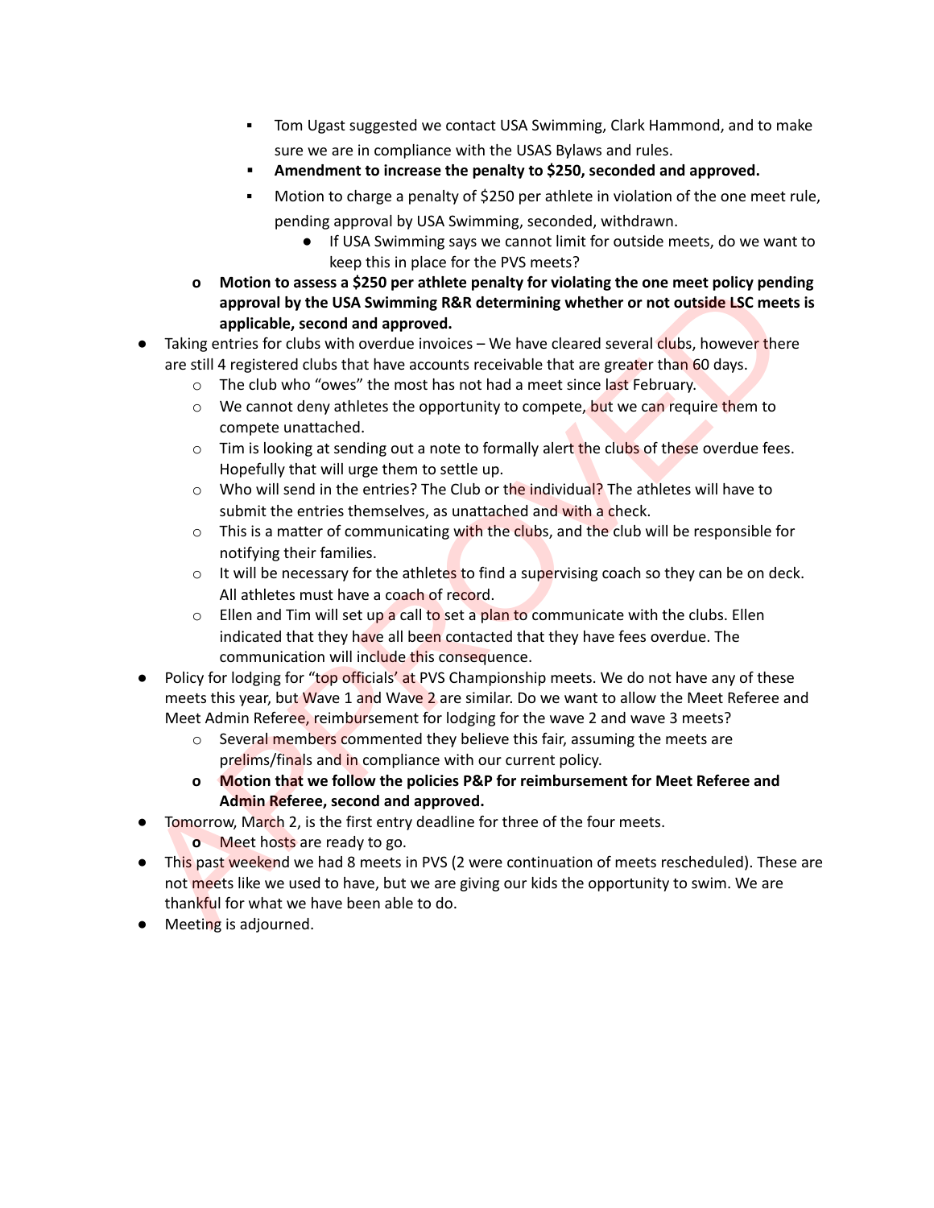- Tom Ugast suggested we contact USA Swimming, Clark Hammond, and to make sure we are in compliance with the USAS Bylaws and rules.
        - **Amendment to increase the penalty to $250, seconded and approved.**
        - Motion to charge a penalty of $250 per athlete in violation of the one meet rule, pending approval by USA Swimming, seconded, withdrawn.
            - If USA Swimming says we cannot limit for outside meets, do we want to keep this in place for the PVS meets?
    - **Motion to assess a $250 per athlete penalty for violating the one meet policy pending approval by the USA Swimming R&R determining whether or not outside LSC meets is applicable, second and approved.**
- Taking entries for clubs with overdue invoices – We have cleared several clubs, however there are still 4 registered clubs that have accounts receivable that are greater than 60 days.
    - The club who "owes" the most has not had a meet since last February.
    - We cannot deny athletes the opportunity to compete, but we can require them to compete unattached.
    - Tim is looking at sending out a note to formally alert the clubs of these overdue fees. Hopefully that will urge them to settle up.
    - Who will send in the entries? The Club or the individual? The athletes will have to submit the entries themselves, as unattached and with a check.
    - This is a matter of communicating with the clubs, and the club will be responsible for notifying their families.
    - It will be necessary for the athletes to find a supervising coach so they can be on deck. All athletes must have a coach of record.
    - Ellen and Tim will set up a call to set a plan to communicate with the clubs. Ellen indicated that they have all been contacted that they have fees overdue. The communication will include this consequence.
- Policy for lodging for "top officials' at PVS Championship meets. We do not have any of these meets this year, but Wave 1 and Wave 2 are similar. Do we want to allow the Meet Referee and Meet Admin Referee, reimbursement for lodging for the wave 2 and wave 3 meets?
    - Several members commented they believe this fair, assuming the meets are prelims/finals and in compliance with our current policy.
    - **Motion that we follow the policies P&P for reimbursement for Meet Referee and Admin Referee, second and approved.**
- Tomorrow, March 2, is the first entry deadline for three of the four meets.
    - Meet hosts are ready to go.
- This past weekend we had 8 meets in PVS (2 were continuation of meets rescheduled). These are not meets like we used to have, but we are giving our kids the opportunity to swim. We are thankful for what we have been able to do.
- Meeting is adjourned.